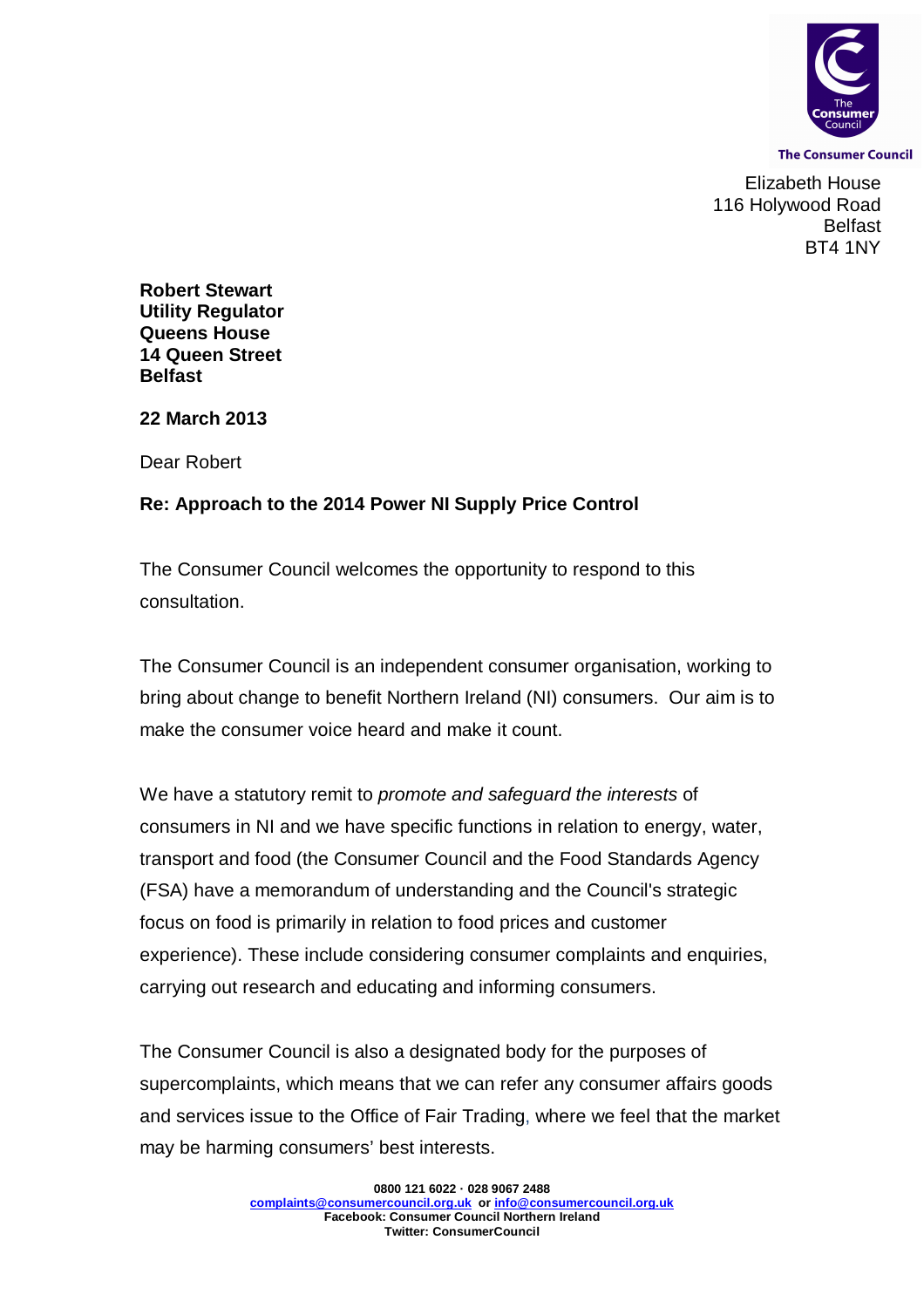The Consumer Council

Elizabeth House
116 Holywood Road
Belfast
BT4 1NY

**Robert Stewart**
**Utility Regulator**
**Queens House**
**14 Queen Street**
**Belfast**

**22 March 2013**

Dear Robert

**Re: Approach to the 2014 Power NI Supply Price Control**

The Consumer Council welcomes the opportunity to respond to this consultation.

The Consumer Council is an independent consumer organisation, working to bring about change to benefit Northern Ireland (NI) consumers. Our aim is to make the consumer voice heard and make it count.

We have a statutory remit to *promote and safeguard the interests* of consumers in NI and we have specific functions in relation to energy, water, transport and food (the Consumer Council and the Food Standards Agency (FSA) have a memorandum of understanding and the Council's strategic focus on food is primarily in relation to food prices and customer experience). These include considering consumer complaints and enquiries, carrying out research and educating and informing consumers.

The Consumer Council is also a designated body for the purposes of supercomplaints, which means that we can refer any consumer affairs goods and services issue to the Office of Fair Trading, where we feel that the market may be harming consumers' best interests.

**0800 121 6022 · 028 9067 2488**
**complaints@consumercouncil.org.uk or info@consumercouncil.org.uk**
**Facebook: Consumer Council Northern Ireland**
**Twitter: ConsumerCouncil**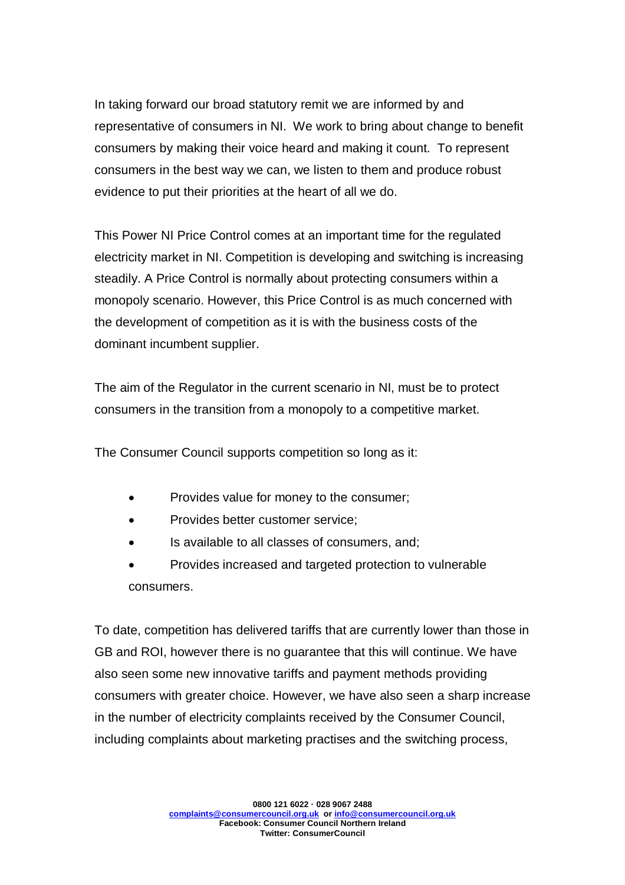In taking forward our broad statutory remit we are informed by and representative of consumers in NI. We work to bring about change to benefit consumers by making their voice heard and making it count. To represent consumers in the best way we can, we listen to them and produce robust evidence to put their priorities at the heart of all we do.

This Power NI Price Control comes at an important time for the regulated electricity market in NI. Competition is developing and switching is increasing steadily. A Price Control is normally about protecting consumers within a monopoly scenario. However, this Price Control is as much concerned with the development of competition as it is with the business costs of the dominant incumbent supplier.

The aim of the Regulator in the current scenario in NI, must be to protect consumers in the transition from a monopoly to a competitive market.

The Consumer Council supports competition so long as it:

- Provides value for money to the consumer;
- Provides better customer service;
- Is available to all classes of consumers, and;
- Provides increased and targeted protection to vulnerable consumers.

To date, competition has delivered tariffs that are currently lower than those in GB and ROI, however there is no guarantee that this will continue. We have also seen some new innovative tariffs and payment methods providing consumers with greater choice. However, we have also seen a sharp increase in the number of electricity complaints received by the Consumer Council, including complaints about marketing practises and the switching process,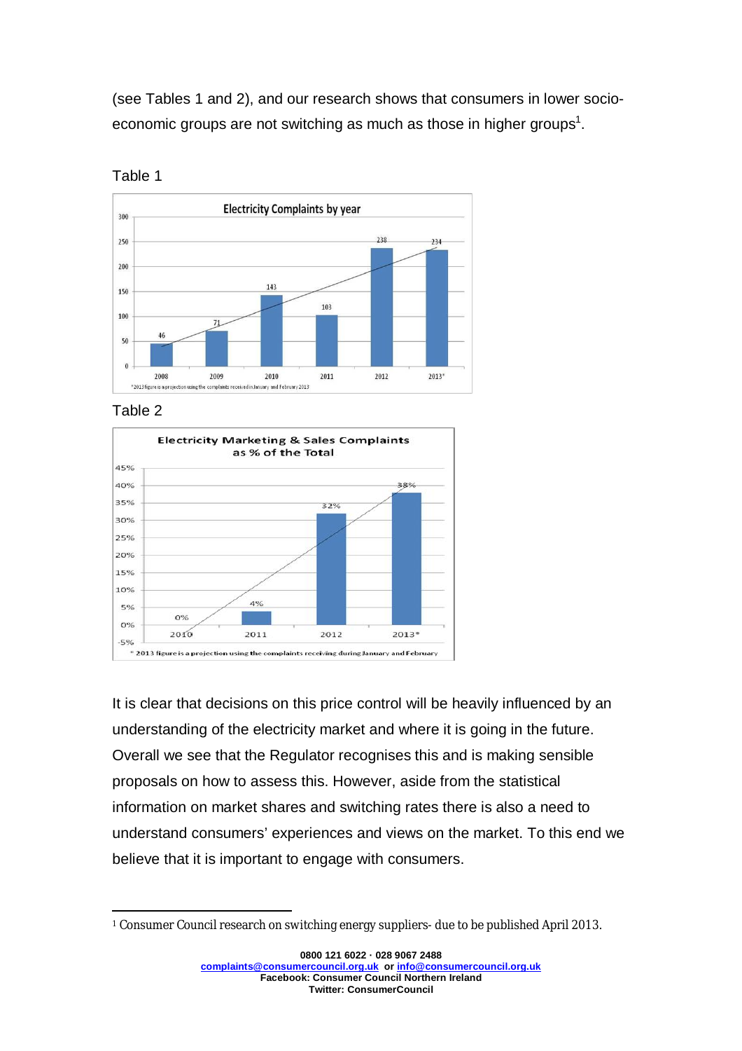(see Tables 1 and 2), and our research shows that consumers in lower socio-economic groups are not switching as much as those in higher groups[1].

Table 1

**Electricity Complaints by year**

| Year | Complaints |
|---|---|
| 2008 | 46 |
| 2009 | 71 |
| 2010 | 143 |
| 2011 | 103 |
| 2012 | 238 |
| 2013* | 234 |

*2013 figure is a projection using the complaints received in January and February 2013

Table 2

**Electricity Marketing & Sales Complaints as % of the Total**

| Year | % of Total |
|---|---|
| 2010 | 0% |
| 2011 | 4% |
| 2012 | 32% |
| 2013* | 38% |

* 2013 figure is a projection using the complaints receiving during January and February

It is clear that decisions on this price control will be heavily influenced by an understanding of the electricity market and where it is going in the future. Overall we see that the Regulator recognises this and is making sensible proposals on how to assess this. However, aside from the statistical information on market shares and switching rates there is also a need to understand consumers' experiences and views on the market. To this end we believe that it is important to engage with consumers.

---

[1] Consumer Council research on switching energy suppliers- due to be published April 2013.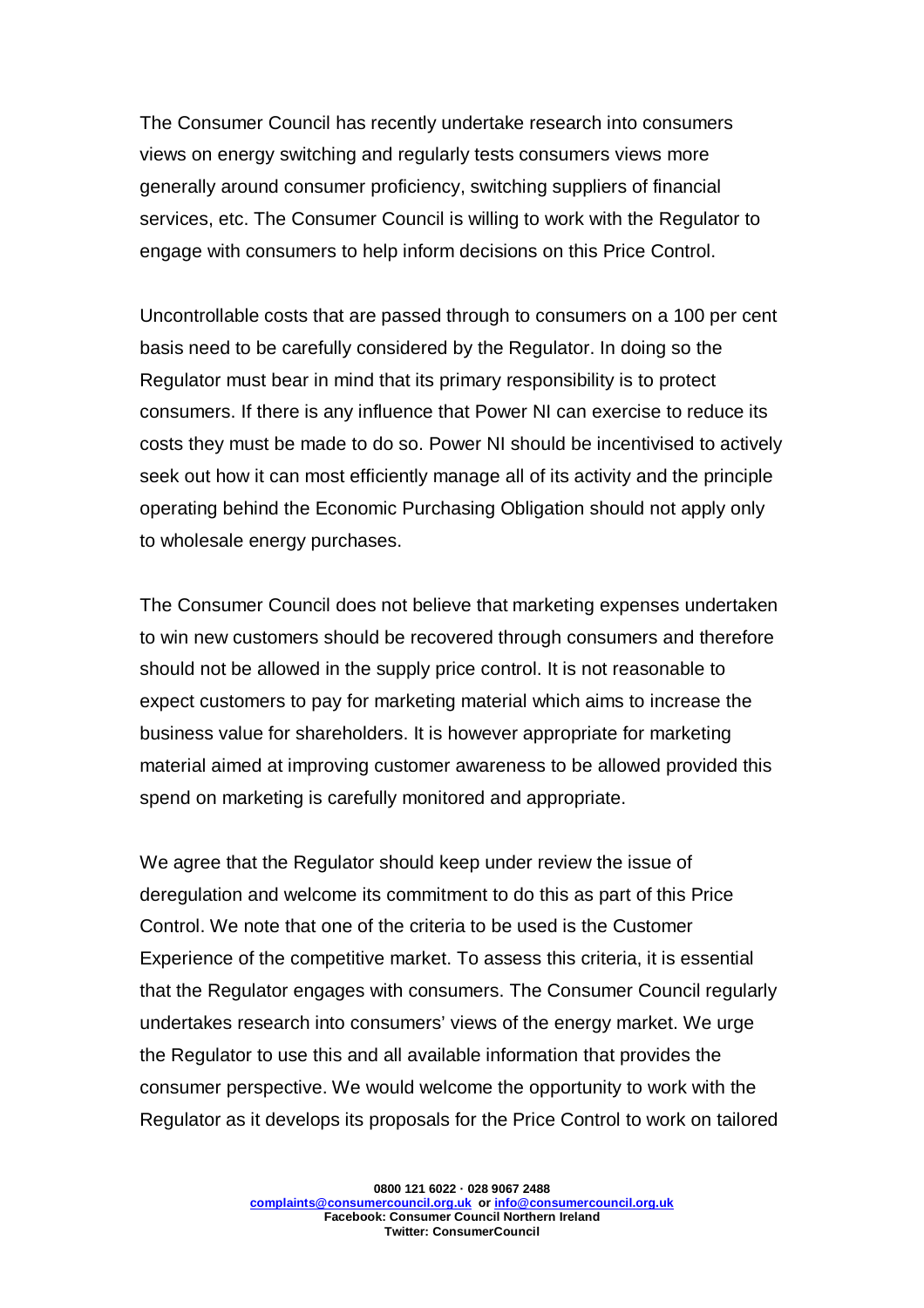The Consumer Council has recently undertake research into consumers views on energy switching and regularly tests consumers views more generally around consumer proficiency, switching suppliers of financial services, etc. The Consumer Council is willing to work with the Regulator to engage with consumers to help inform decisions on this Price Control.

Uncontrollable costs that are passed through to consumers on a 100 per cent basis need to be carefully considered by the Regulator. In doing so the Regulator must bear in mind that its primary responsibility is to protect consumers. If there is any influence that Power NI can exercise to reduce its costs they must be made to do so. Power NI should be incentivised to actively seek out how it can most efficiently manage all of its activity and the principle operating behind the Economic Purchasing Obligation should not apply only to wholesale energy purchases.

The Consumer Council does not believe that marketing expenses undertaken to win new customers should be recovered through consumers and therefore should not be allowed in the supply price control. It is not reasonable to expect customers to pay for marketing material which aims to increase the business value for shareholders. It is however appropriate for marketing material aimed at improving customer awareness to be allowed provided this spend on marketing is carefully monitored and appropriate.

We agree that the Regulator should keep under review the issue of deregulation and welcome its commitment to do this as part of this Price Control. We note that one of the criteria to be used is the Customer Experience of the competitive market. To assess this criteria, it is essential that the Regulator engages with consumers. The Consumer Council regularly undertakes research into consumers' views of the energy market. We urge the Regulator to use this and all available information that provides the consumer perspective. We would welcome the opportunity to work with the Regulator as it develops its proposals for the Price Control to work on tailored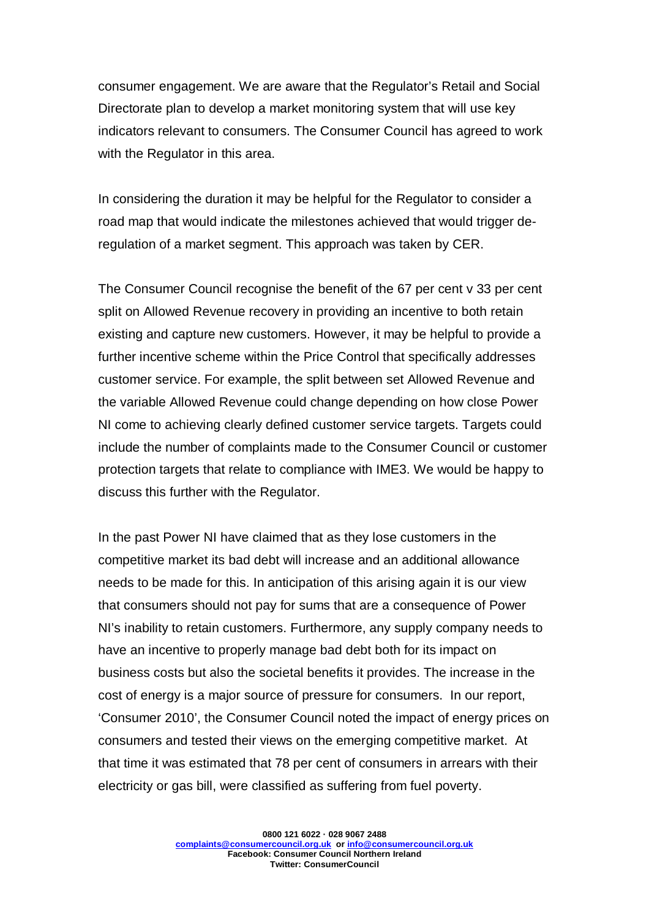consumer engagement. We are aware that the Regulator's Retail and Social Directorate plan to develop a market monitoring system that will use key indicators relevant to consumers. The Consumer Council has agreed to work with the Regulator in this area.

In considering the duration it may be helpful for the Regulator to consider a road map that would indicate the milestones achieved that would trigger de-regulation of a market segment. This approach was taken by CER.

The Consumer Council recognise the benefit of the 67 per cent v 33 per cent split on Allowed Revenue recovery in providing an incentive to both retain existing and capture new customers. However, it may be helpful to provide a further incentive scheme within the Price Control that specifically addresses customer service. For example, the split between set Allowed Revenue and the variable Allowed Revenue could change depending on how close Power NI come to achieving clearly defined customer service targets. Targets could include the number of complaints made to the Consumer Council or customer protection targets that relate to compliance with IME3. We would be happy to discuss this further with the Regulator.

In the past Power NI have claimed that as they lose customers in the competitive market its bad debt will increase and an additional allowance needs to be made for this. In anticipation of this arising again it is our view that consumers should not pay for sums that are a consequence of Power NI's inability to retain customers. Furthermore, any supply company needs to have an incentive to properly manage bad debt both for its impact on business costs but also the societal benefits it provides. The increase in the cost of energy is a major source of pressure for consumers. In our report, 'Consumer 2010', the Consumer Council noted the impact of energy prices on consumers and tested their views on the emerging competitive market. At that time it was estimated that 78 per cent of consumers in arrears with their electricity or gas bill, were classified as suffering from fuel poverty.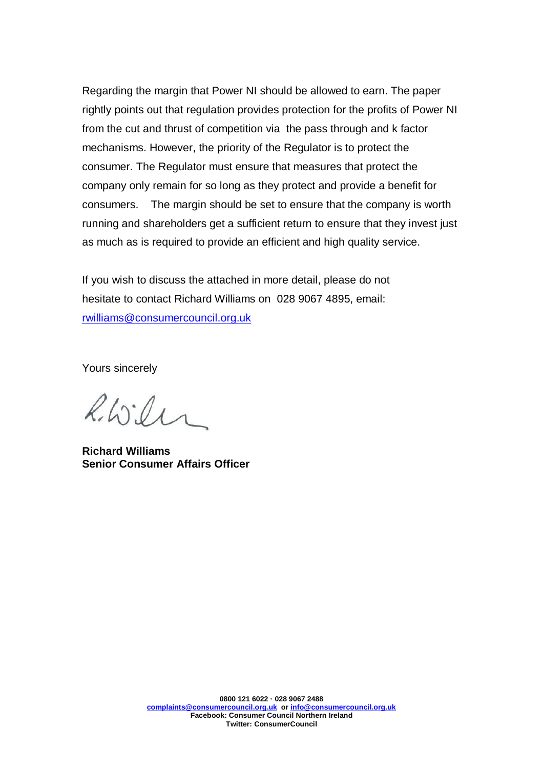Regarding the margin that Power NI should be allowed to earn. The paper rightly points out that regulation provides protection for the profits of Power NI from the cut and thrust of competition via the pass through and k factor mechanisms. However, the priority of the Regulator is to protect the consumer. The Regulator must ensure that measures that protect the company only remain for so long as they protect and provide a benefit for consumers. The margin should be set to ensure that the company is worth running and shareholders get a sufficient return to ensure that they invest just as much as is required to provide an efficient and high quality service.

If you wish to discuss the attached in more detail, please do not hesitate to contact Richard Williams on 028 9067 4895, email: rwilliams@consumercouncil.org.uk

Yours sincerely

**Richard Williams**
**Senior Consumer Affairs Officer**